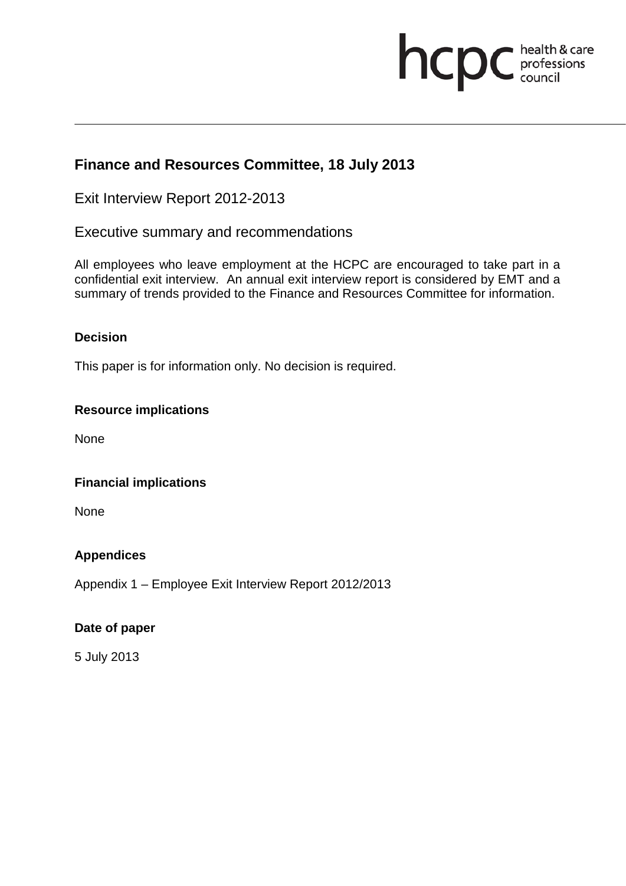hcpc health & care professions council

# Finance and Resources Committee, 18 July 2013

## Exit Interview Report 2012-2013

## Executive summary and recommendations

All employees who leave employment at the HCPC are encouraged to take part in a confidential exit interview. An annual exit interview report is considered by EMT and a summary of trends provided to the Finance and Resources Committee for information.

### Decision

This paper is for information only. No decision is required.

### Resource implications

None

### Financial implications

None

### Appendices

Appendix 1 – Employee Exit Interview Report 2012/2013

### Date of paper

5 July 2013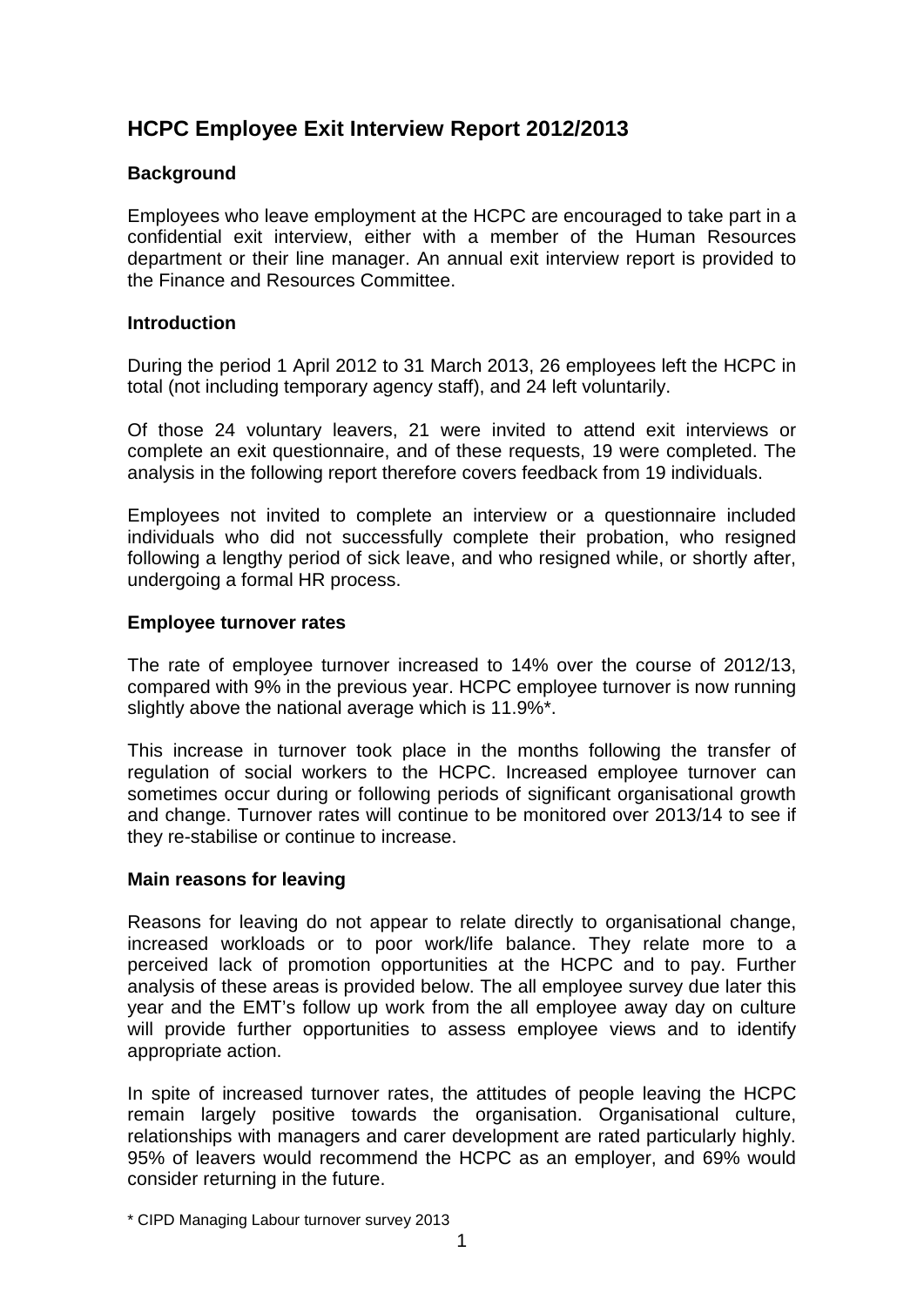# HCPC Employee Exit Interview Report 2012/2013

## Background

Employees who leave employment at the HCPC are encouraged to take part in a confidential exit interview, either with a member of the Human Resources department or their line manager. An annual exit interview report is provided to the Finance and Resources Committee.

## Introduction

During the period 1 April 2012 to 31 March 2013, 26 employees left the HCPC in total (not including temporary agency staff), and 24 left voluntarily.

Of those 24 voluntary leavers, 21 were invited to attend exit interviews or complete an exit questionnaire, and of these requests, 19 were completed. The analysis in the following report therefore covers feedback from 19 individuals.

Employees not invited to complete an interview or a questionnaire included individuals who did not successfully complete their probation, who resigned following a lengthy period of sick leave, and who resigned while, or shortly after, undergoing a formal HR process.

## Employee turnover rates

The rate of employee turnover increased to 14% over the course of 2012/13, compared with 9% in the previous year. HCPC employee turnover is now running slightly above the national average which is 11.9%*.

This increase in turnover took place in the months following the transfer of regulation of social workers to the HCPC. Increased employee turnover can sometimes occur during or following periods of significant organisational growth and change. Turnover rates will continue to be monitored over 2013/14 to see if they re-stabilise or continue to increase.

## Main reasons for leaving

Reasons for leaving do not appear to relate directly to organisational change, increased workloads or to poor work/life balance. They relate more to a perceived lack of promotion opportunities at the HCPC and to pay. Further analysis of these areas is provided below. The all employee survey due later this year and the EMT's follow up work from the all employee away day on culture will provide further opportunities to assess employee views and to identify appropriate action.

In spite of increased turnover rates, the attitudes of people leaving the HCPC remain largely positive towards the organisation. Organisational culture, relationships with managers and carer development are rated particularly highly. 95% of leavers would recommend the HCPC as an employer, and 69% would consider returning in the future.

* CIPD Managing Labour turnover survey 2013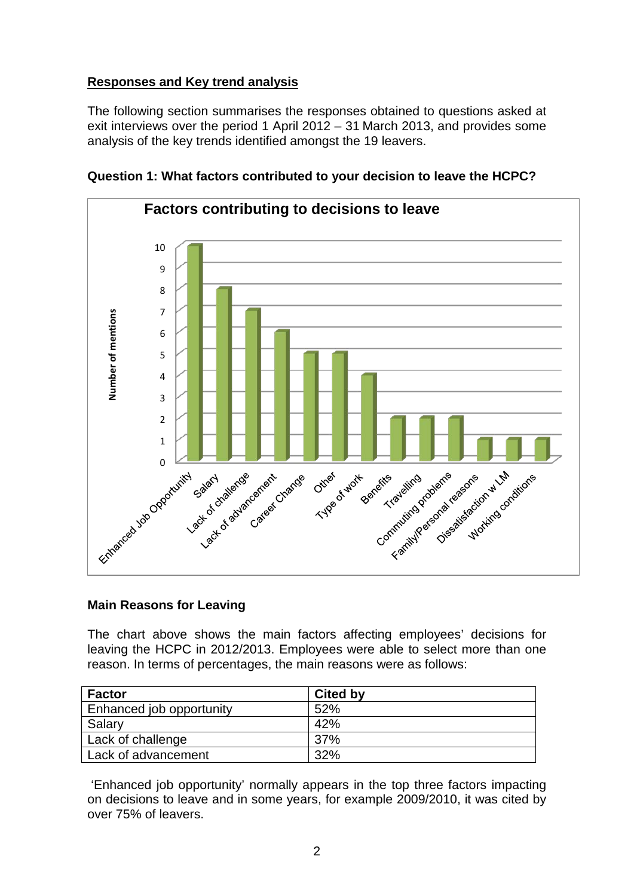## Responses and Key trend analysis

The following section summarises the responses obtained to questions asked at exit interviews over the period 1 April 2012 – 31 March 2013, and provides some analysis of the key trends identified amongst the 19 leavers.

### Question 1: What factors contributed to your decision to leave the HCPC?

**Factors contributing to decisions to leave**

| Factor | Number of mentions |
|---|---|
| Enhanced Job Opportunity | 10 |
| Salary | 8 |
| Lack of challenge | 7 |
| Lack of advancement | 6 |
| Career Change | 5 |
| Other | 5 |
| Type of work | 4 |
| Benefits | 2 |
| Travelling | 2 |
| Commuting problems | 2 |
| Family/Personal reasons | 1 |
| Dissatisfaction w LM | 1 |
| Working conditions | 1 |

### Main Reasons for Leaving

The chart above shows the main factors affecting employees' decisions for leaving the HCPC in 2012/2013. Employees were able to select more than one reason. In terms of percentages, the main reasons were as follows:

| Factor | Cited by |
|---|---|
| Enhanced job opportunity | 52% |
| Salary | 42% |
| Lack of challenge | 37% |
| Lack of advancement | 32% |

'Enhanced job opportunity' normally appears in the top three factors impacting on decisions to leave and in some years, for example 2009/2010, it was cited by over 75% of leavers.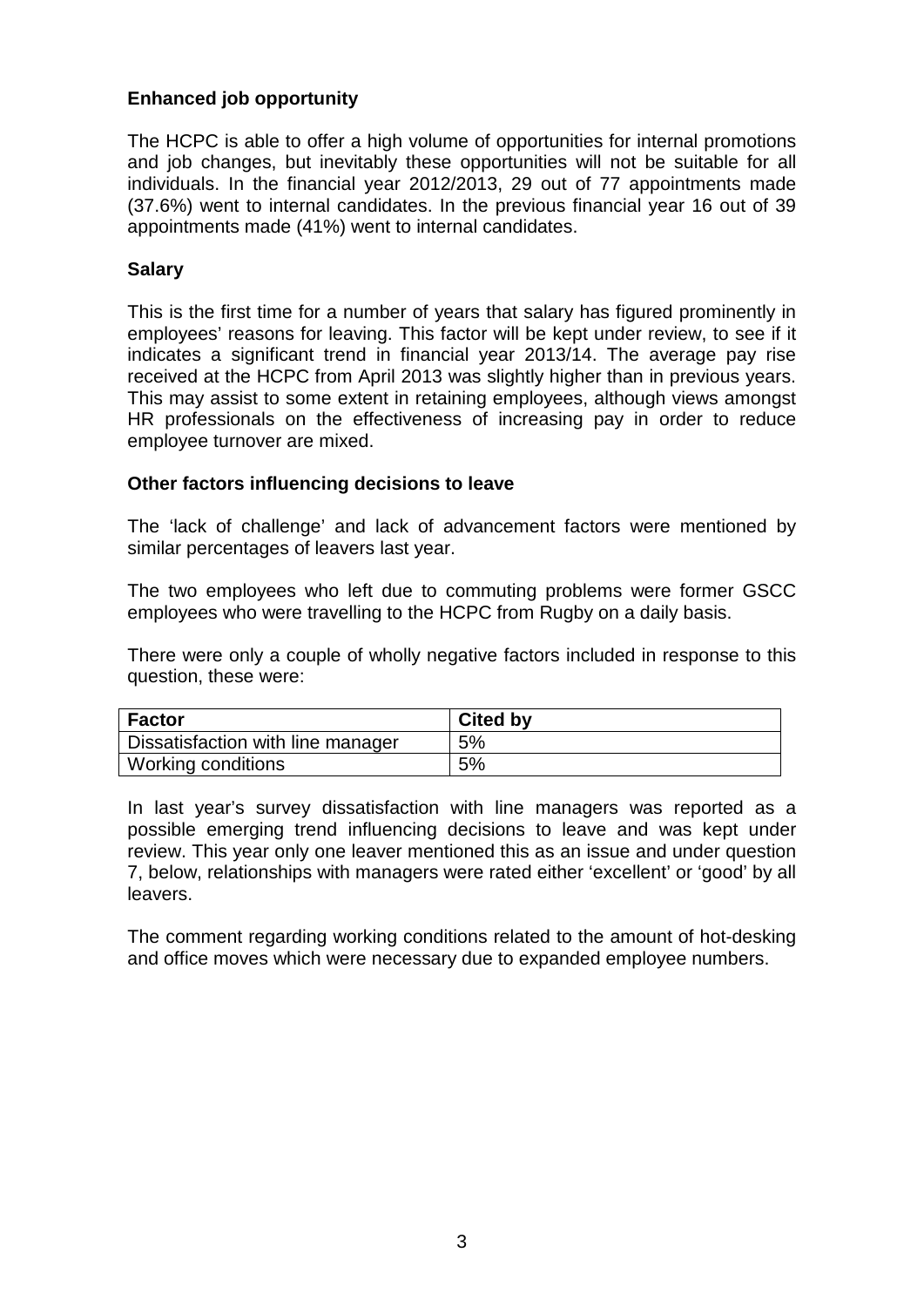**Enhanced job opportunity**

The HCPC is able to offer a high volume of opportunities for internal promotions and job changes, but inevitably these opportunities will not be suitable for all individuals. In the financial year 2012/2013, 29 out of 77 appointments made (37.6%) went to internal candidates. In the previous financial year 16 out of 39 appointments made (41%) went to internal candidates.

**Salary**

This is the first time for a number of years that salary has figured prominently in employees' reasons for leaving. This factor will be kept under review, to see if it indicates a significant trend in financial year 2013/14. The average pay rise received at the HCPC from April 2013 was slightly higher than in previous years. This may assist to some extent in retaining employees, although views amongst HR professionals on the effectiveness of increasing pay in order to reduce employee turnover are mixed.

**Other factors influencing decisions to leave**

The 'lack of challenge' and lack of advancement factors were mentioned by similar percentages of leavers last year.

The two employees who left due to commuting problems were former GSCC employees who were travelling to the HCPC from Rugby on a daily basis.

There were only a couple of wholly negative factors included in response to this question, these were:

| Factor | Cited by |
|---|---|
| Dissatisfaction with line manager | 5% |
| Working conditions | 5% |

In last year's survey dissatisfaction with line managers was reported as a possible emerging trend influencing decisions to leave and was kept under review. This year only one leaver mentioned this as an issue and under question 7, below, relationships with managers were rated either 'excellent' or 'good' by all leavers.

The comment regarding working conditions related to the amount of hot-desking and office moves which were necessary due to expanded employee numbers.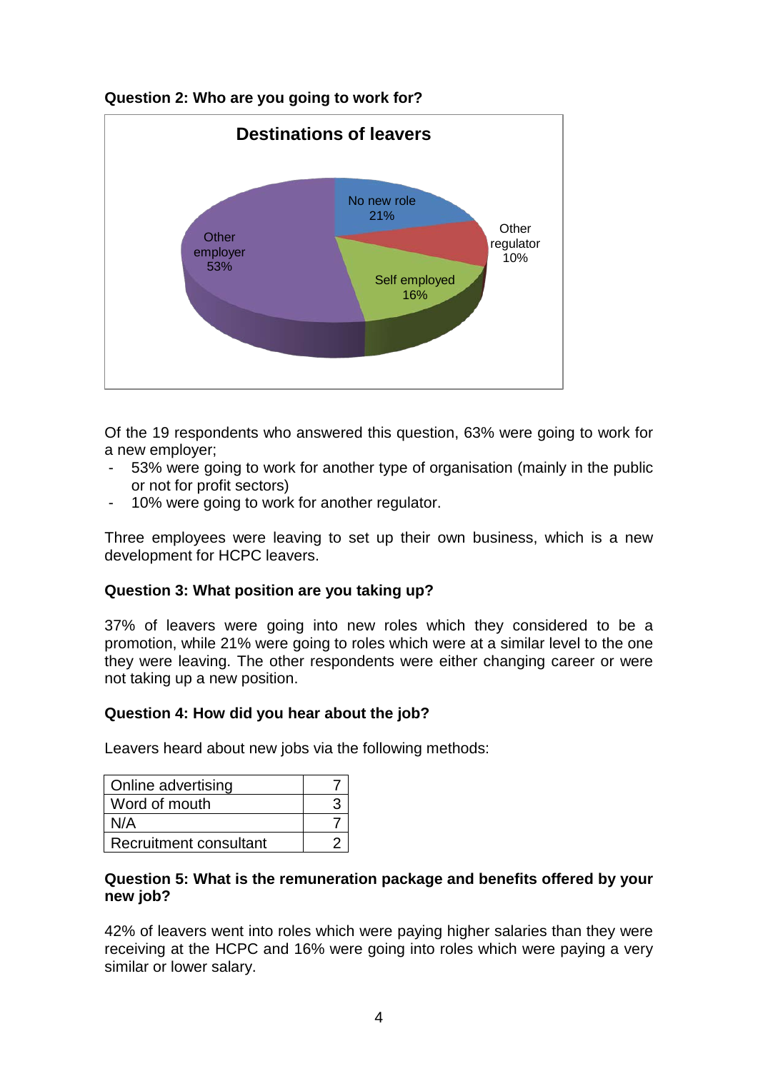**Question 2: Who are you going to work for?**

**Destinations of leavers**

| Destination | Percentage |
|---|---|
| No new role | 21% |
| Other regulator | 10% |
| Self employed | 16% |
| Other employer | 53% |

Of the 19 respondents who answered this question, 63% were going to work for a new employer;

- 53% were going to work for another type of organisation (mainly in the public or not for profit sectors)
- 10% were going to work for another regulator.

Three employees were leaving to set up their own business, which is a new development for HCPC leavers.

**Question 3: What position are you taking up?**

37% of leavers were going into new roles which they considered to be a promotion, while 21% were going to roles which were at a similar level to the one they were leaving. The other respondents were either changing career or were not taking up a new position.

**Question 4: How did you hear about the job?**

Leavers heard about new jobs via the following methods:

| | |
|---|---|
| Online advertising | 7 |
| Word of mouth | 3 |
| N/A | 7 |
| Recruitment consultant | 2 |

**Question 5: What is the remuneration package and benefits offered by your new job?**

42% of leavers went into roles which were paying higher salaries than they were receiving at the HCPC and 16% were going into roles which were paying a very similar or lower salary.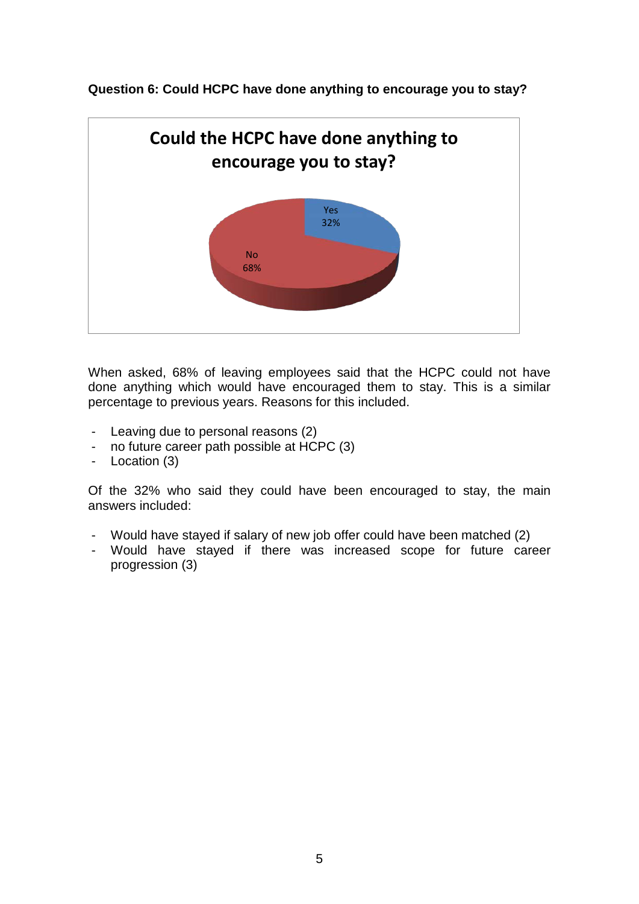**Question 6: Could HCPC have done anything to encourage you to stay?**

When asked, 68% of leaving employees said that the HCPC could not have done anything which would have encouraged them to stay. This is a similar percentage to previous years. Reasons for this included.

- Leaving due to personal reasons (2)
- no future career path possible at HCPC (3)
- Location (3)

Of the 32% who said they could have been encouraged to stay, the main answers included:

- Would have stayed if salary of new job offer could have been matched (2)
- Would have stayed if there was increased scope for future career progression (3)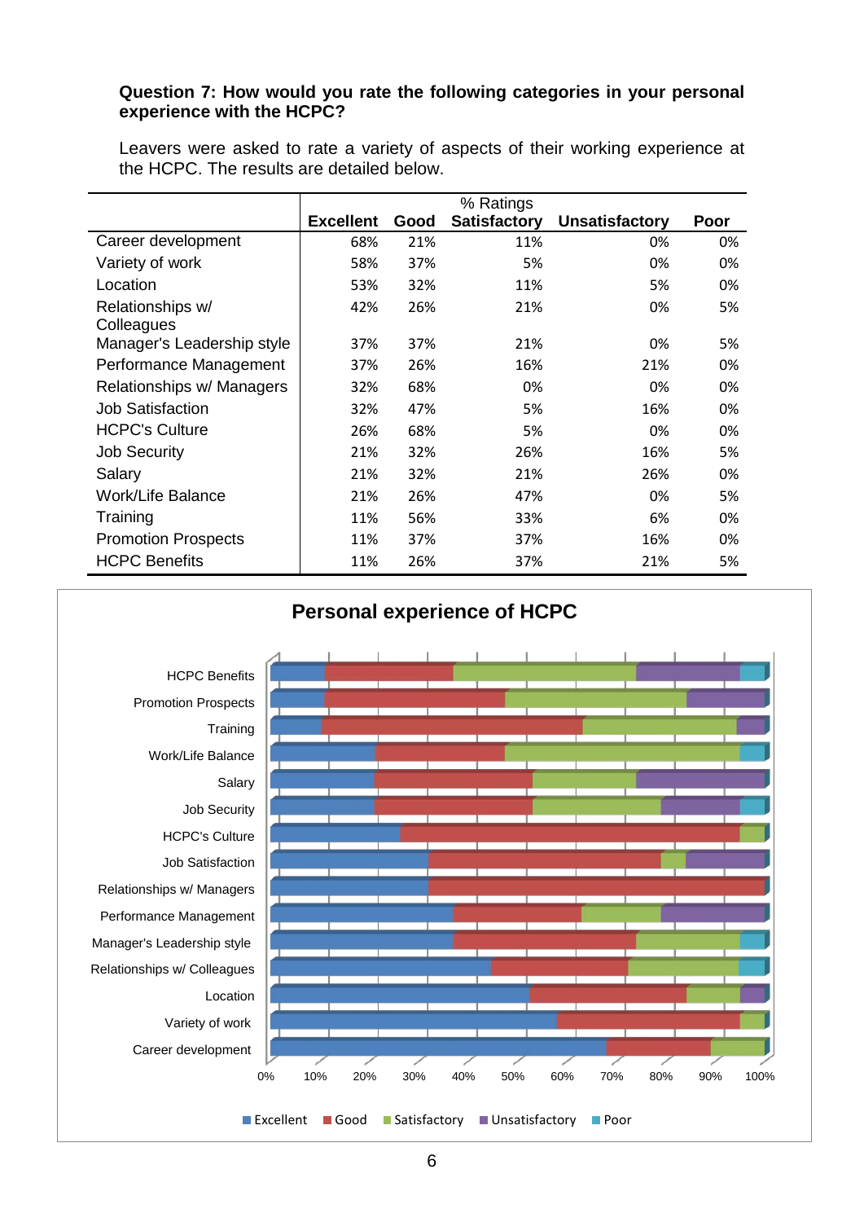**Question 7: How would you rate the following categories in your personal experience with the HCPC?**

Leavers were asked to rate a variety of aspects of their working experience at the HCPC. The results are detailed below.

| | % Ratings | | | | |
|---|---|---|---|---|---|
| | **Excellent** | **Good** | **Satisfactory** | **Unsatisfactory** | **Poor** |
| Career development | 68% | 21% | 11% | 0% | 0% |
| Variety of work | 58% | 37% | 5% | 0% | 0% |
| Location | 53% | 32% | 11% | 5% | 0% |
| Relationships w/ Colleagues | 42% | 26% | 21% | 0% | 5% |
| Manager's Leadership style | 37% | 37% | 21% | 0% | 5% |
| Performance Management | 37% | 26% | 16% | 21% | 0% |
| Relationships w/ Managers | 32% | 68% | 0% | 0% | 0% |
| Job Satisfaction | 32% | 47% | 5% | 16% | 0% |
| HCPC's Culture | 26% | 68% | 5% | 0% | 0% |
| Job Security | 21% | 32% | 26% | 16% | 5% |
| Salary | 21% | 32% | 21% | 26% | 0% |
| Work/Life Balance | 21% | 26% | 47% | 0% | 5% |
| Training | 11% | 56% | 33% | 6% | 0% |
| Promotion Prospects | 11% | 37% | 37% | 16% | 0% |
| HCPC Benefits | 11% | 26% | 37% | 21% | 5% |

**Personal experience of HCPC**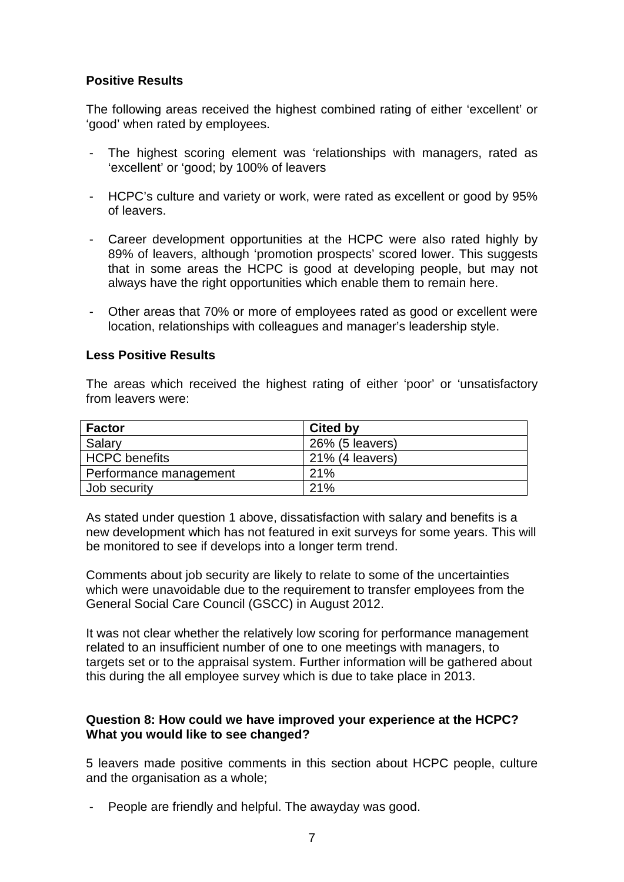**Positive Results**

The following areas received the highest combined rating of either 'excellent' or 'good' when rated by employees.

- The highest scoring element was 'relationships with managers, rated as 'excellent' or 'good; by 100% of leavers
- HCPC's culture and variety or work, were rated as excellent or good by 95% of leavers.
- Career development opportunities at the HCPC were also rated highly by 89% of leavers, although 'promotion prospects' scored lower. This suggests that in some areas the HCPC is good at developing people, but may not always have the right opportunities which enable them to remain here.
- Other areas that 70% or more of employees rated as good or excellent were location, relationships with colleagues and manager's leadership style.

**Less Positive Results**

The areas which received the highest rating of either 'poor' or 'unsatisfactory from leavers were:

| Factor | Cited by |
|---|---|
| Salary | 26% (5 leavers) |
| HCPC benefits | 21% (4 leavers) |
| Performance management | 21% |
| Job security | 21% |

As stated under question 1 above, dissatisfaction with salary and benefits is a new development which has not featured in exit surveys for some years. This will be monitored to see if develops into a longer term trend.

Comments about job security are likely to relate to some of the uncertainties which were unavoidable due to the requirement to transfer employees from the General Social Care Council (GSCC) in August 2012.

It was not clear whether the relatively low scoring for performance management related to an insufficient number of one to one meetings with managers, to targets set or to the appraisal system. Further information will be gathered about this during the all employee survey which is due to take place in 2013.

**Question 8: How could we have improved your experience at the HCPC? What you would like to see changed?**

5 leavers made positive comments in this section about HCPC people, culture and the organisation as a whole;

- People are friendly and helpful. The awayday was good.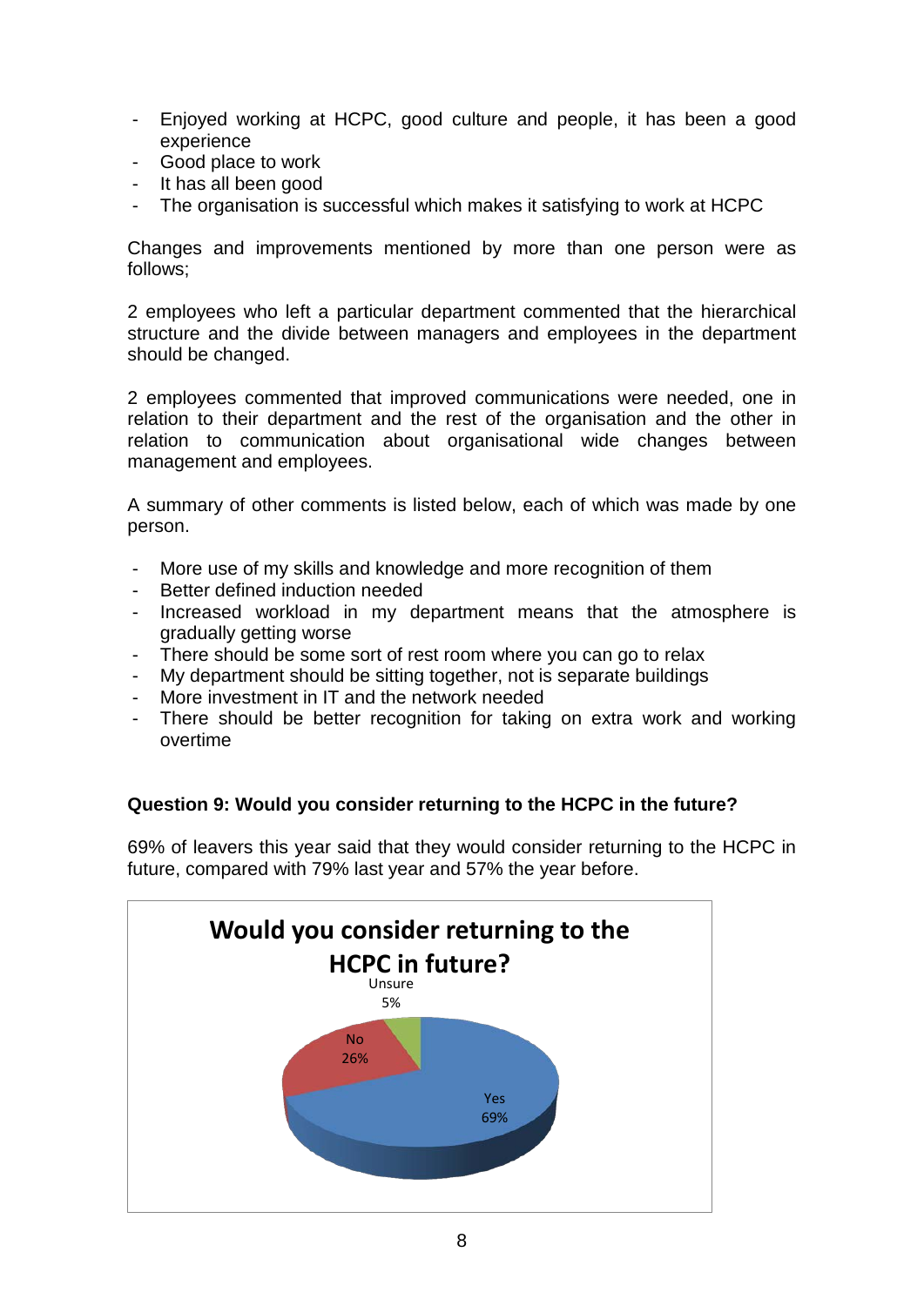- Enjoyed working at HCPC, good culture and people, it has been a good experience
- Good place to work
- It has all been good
- The organisation is successful which makes it satisfying to work at HCPC

Changes and improvements mentioned by more than one person were as follows;

2 employees who left a particular department commented that the hierarchical structure and the divide between managers and employees in the department should be changed.

2 employees commented that improved communications were needed, one in relation to their department and the rest of the organisation and the other in relation to communication about organisational wide changes between management and employees.

A summary of other comments is listed below, each of which was made by one person.

- More use of my skills and knowledge and more recognition of them
- Better defined induction needed
- Increased workload in my department means that the atmosphere is gradually getting worse
- There should be some sort of rest room where you can go to relax
- My department should be sitting together, not is separate buildings
- More investment in IT and the network needed
- There should be better recognition for taking on extra work and working overtime

**Question 9: Would you consider returning to the HCPC in the future?**

69% of leavers this year said that they would consider returning to the HCPC in future, compared with 79% last year and 57% the year before.

**Would you consider returning to the HCPC in future?**

| Response | Percentage |
|---|---|
| Yes | 69% |
| No | 26% |
| Unsure | 5% |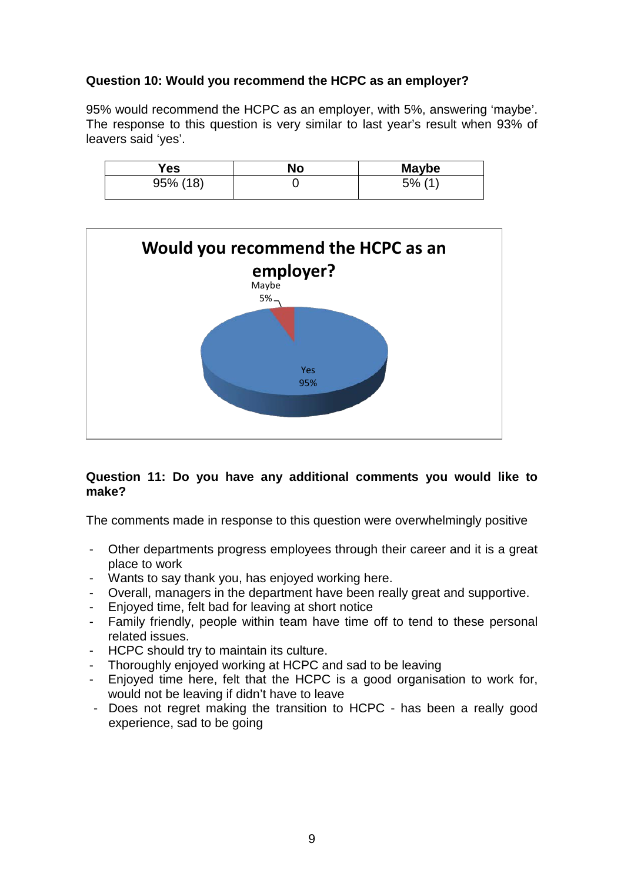**Question 10: Would you recommend the HCPC as an employer?**

95% would recommend the HCPC as an employer, with 5%, answering 'maybe'. The response to this question is very similar to last year's result when 93% of leavers said 'yes'.

| Yes | No | Maybe |
|---|---|---|
| 95% (18) | 0 | 5% (1) |

Would you recommend the HCPC as an employer?

Maybe
5%

Yes
95%

**Question 11: Do you have any additional comments you would like to make?**

The comments made in response to this question were overwhelmingly positive

- Other departments progress employees through their career and it is a great place to work
- Wants to say thank you, has enjoyed working here.
- Overall, managers in the department have been really great and supportive.
- Enjoyed time, felt bad for leaving at short notice
- Family friendly, people within team have time off to tend to these personal related issues.
- HCPC should try to maintain its culture.
- Thoroughly enjoyed working at HCPC and sad to be leaving
- Enjoyed time here, felt that the HCPC is a good organisation to work for, would not be leaving if didn't have to leave
- Does not regret making the transition to HCPC - has been a really good experience, sad to be going